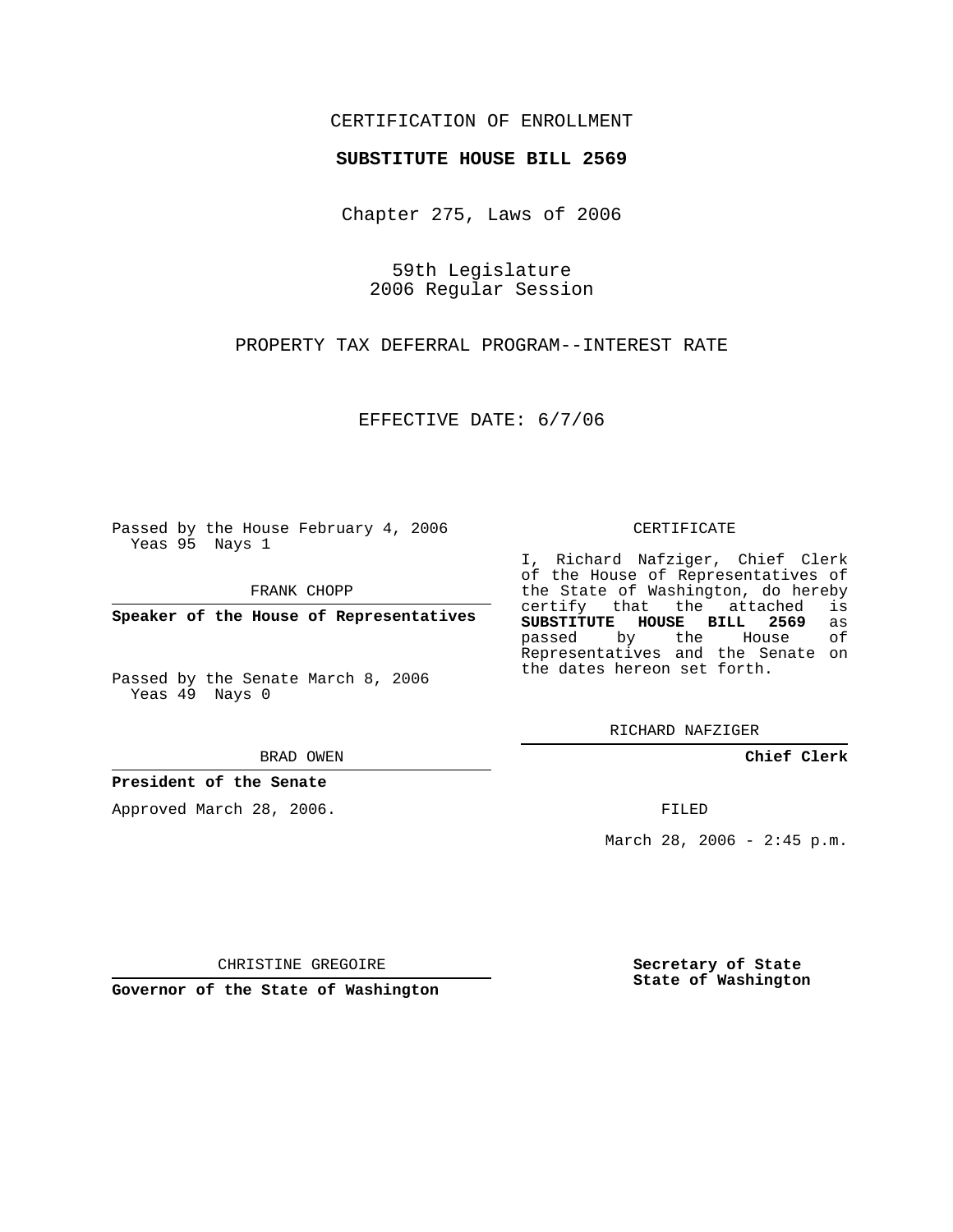CERTIFICATION OF ENROLLMENT

**SUBSTITUTE HOUSE BILL 2569**

Chapter 275, Laws of 2006

59th Legislature
2006 Regular Session

PROPERTY TAX DEFERRAL PROGRAM--INTEREST RATE

EFFECTIVE DATE: 6/7/06

Passed by the House February 4, 2006
Yeas 95 Nays 1

FRANK CHOPP

**Speaker of the House of Representatives**

Passed by the Senate March 8, 2006
Yeas 49 Nays 0

BRAD OWEN

**President of the Senate**

Approved March 28, 2006.

CHRISTINE GREGOIRE

**Governor of the State of Washington**

CERTIFICATE

I, Richard Nafziger, Chief Clerk of the House of Representatives of the State of Washington, do hereby certify that the attached is **SUBSTITUTE HOUSE BILL 2569** as passed by the House of Representatives and the Senate on the dates hereon set forth.

RICHARD NAFZIGER

**Chief Clerk**

FILED

March 28, 2006 - 2:45 p.m.

**Secretary of State**
**State of Washington**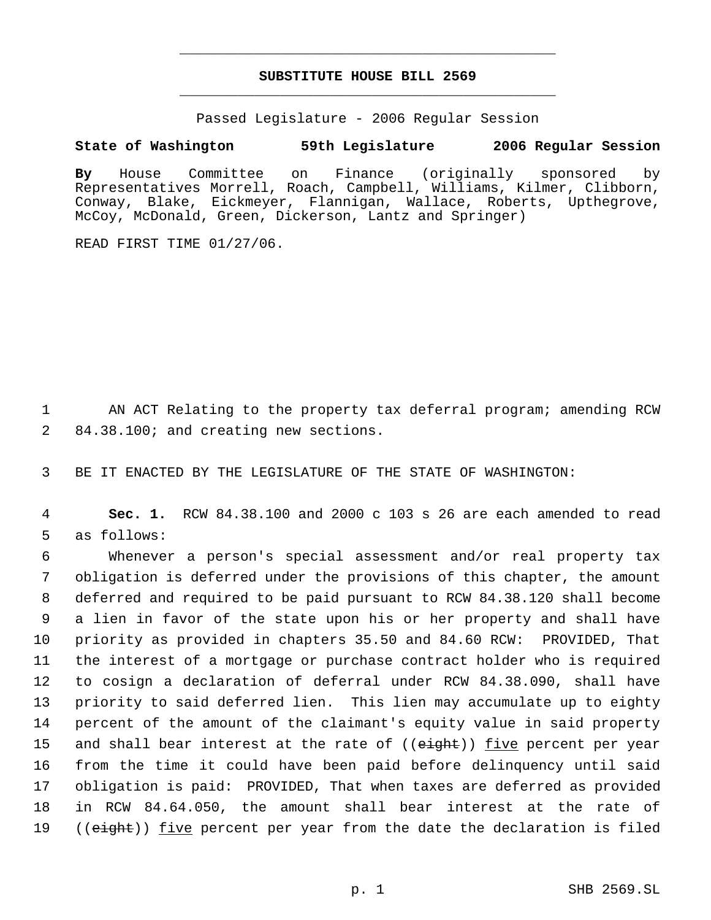# SUBSTITUTE HOUSE BILL 2569

Passed Legislature - 2006 Regular Session

**State of Washington 59th Legislature 2006 Regular Session**

**By** House Committee on Finance (originally sponsored by Representatives Morrell, Roach, Campbell, Williams, Kilmer, Clibborn, Conway, Blake, Eickmeyer, Flannigan, Wallace, Roberts, Upthegrove, McCoy, McDonald, Green, Dickerson, Lantz and Springer)

READ FIRST TIME 01/27/06.

AN ACT Relating to the property tax deferral program; amending RCW 84.38.100; and creating new sections.

BE IT ENACTED BY THE LEGISLATURE OF THE STATE OF WASHINGTON:

**Sec. 1.** RCW 84.38.100 and 2000 c 103 s 26 are each amended to read as follows:

Whenever a person's special assessment and/or real property tax obligation is deferred under the provisions of this chapter, the amount deferred and required to be paid pursuant to RCW 84.38.120 shall become a lien in favor of the state upon his or her property and shall have priority as provided in chapters 35.50 and 84.60 RCW: PROVIDED, That the interest of a mortgage or purchase contract holder who is required to cosign a declaration of deferral under RCW 84.38.090, shall have priority to said deferred lien. This lien may accumulate up to eighty percent of the amount of the claimant's equity value in said property and shall bear interest at the rate of ((~~eight~~)) five percent per year from the time it could have been paid before delinquency until said obligation is paid: PROVIDED, That when taxes are deferred as provided in RCW 84.64.050, the amount shall bear interest at the rate of ((~~eight~~)) five percent per year from the date the declaration is filed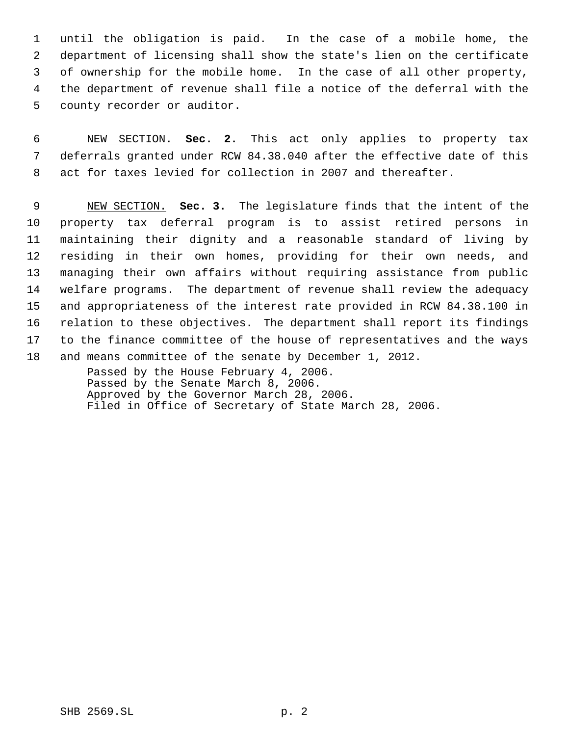until the obligation is paid. In the case of a mobile home, the department of licensing shall show the state's lien on the certificate of ownership for the mobile home. In the case of all other property, the department of revenue shall file a notice of the deferral with the county recorder or auditor.

NEW SECTION. **Sec. 2.** This act only applies to property tax deferrals granted under RCW 84.38.040 after the effective date of this act for taxes levied for collection in 2007 and thereafter.

NEW SECTION. **Sec. 3.** The legislature finds that the intent of the property tax deferral program is to assist retired persons in maintaining their dignity and a reasonable standard of living by residing in their own homes, providing for their own needs, and managing their own affairs without requiring assistance from public welfare programs. The department of revenue shall review the adequacy and appropriateness of the interest rate provided in RCW 84.38.100 in relation to these objectives. The department shall report its findings to the finance committee of the house of representatives and the ways and means committee of the senate by December 1, 2012.

Passed by the House February 4, 2006.
Passed by the Senate March 8, 2006.
Approved by the Governor March 28, 2006.
Filed in Office of Secretary of State March 28, 2006.